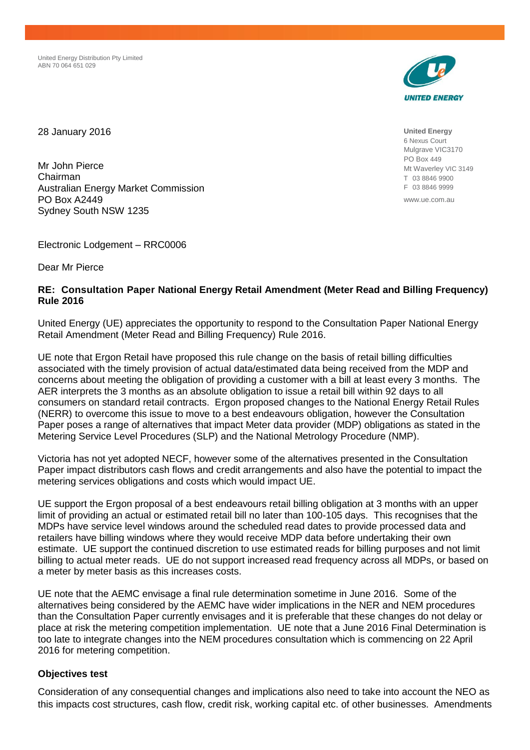United Energy Distribution Pty Limited
ABN 70 064 651 029

**United Energy**
6 Nexus Court
Mulgrave VIC3170
PO Box 449
Mt Waverley VIC 3149
T 03 8846 9900
F 03 8846 9999
www.ue.com.au

28 January 2016

Mr John Pierce
Chairman
Australian Energy Market Commission
PO Box A2449
Sydney South NSW 1235

Electronic Lodgement – RRC0006

Dear Mr Pierce

**RE: Consultation Paper National Energy Retail Amendment (Meter Read and Billing Frequency) Rule 2016**

United Energy (UE) appreciates the opportunity to respond to the Consultation Paper National Energy Retail Amendment (Meter Read and Billing Frequency) Rule 2016.

UE note that Ergon Retail have proposed this rule change on the basis of retail billing difficulties associated with the timely provision of actual data/estimated data being received from the MDP and concerns about meeting the obligation of providing a customer with a bill at least every 3 months. The AER interprets the 3 months as an absolute obligation to issue a retail bill within 92 days to all consumers on standard retail contracts. Ergon proposed changes to the National Energy Retail Rules (NERR) to overcome this issue to move to a best endeavours obligation, however the Consultation Paper poses a range of alternatives that impact Meter data provider (MDP) obligations as stated in the Metering Service Level Procedures (SLP) and the National Metrology Procedure (NMP).

Victoria has not yet adopted NECF, however some of the alternatives presented in the Consultation Paper impact distributors cash flows and credit arrangements and also have the potential to impact the metering services obligations and costs which would impact UE.

UE support the Ergon proposal of a best endeavours retail billing obligation at 3 months with an upper limit of providing an actual or estimated retail bill no later than 100-105 days. This recognises that the MDPs have service level windows around the scheduled read dates to provide processed data and retailers have billing windows where they would receive MDP data before undertaking their own estimate. UE support the continued discretion to use estimated reads for billing purposes and not limit billing to actual meter reads. UE do not support increased read frequency across all MDPs, or based on a meter by meter basis as this increases costs.

UE note that the AEMC envisage a final rule determination sometime in June 2016. Some of the alternatives being considered by the AEMC have wider implications in the NER and NEM procedures than the Consultation Paper currently envisages and it is preferable that these changes do not delay or place at risk the metering competition implementation. UE note that a June 2016 Final Determination is too late to integrate changes into the NEM procedures consultation which is commencing on 22 April 2016 for metering competition.

**Objectives test**

Consideration of any consequential changes and implications also need to take into account the NEO as this impacts cost structures, cash flow, credit risk, working capital etc. of other businesses. Amendments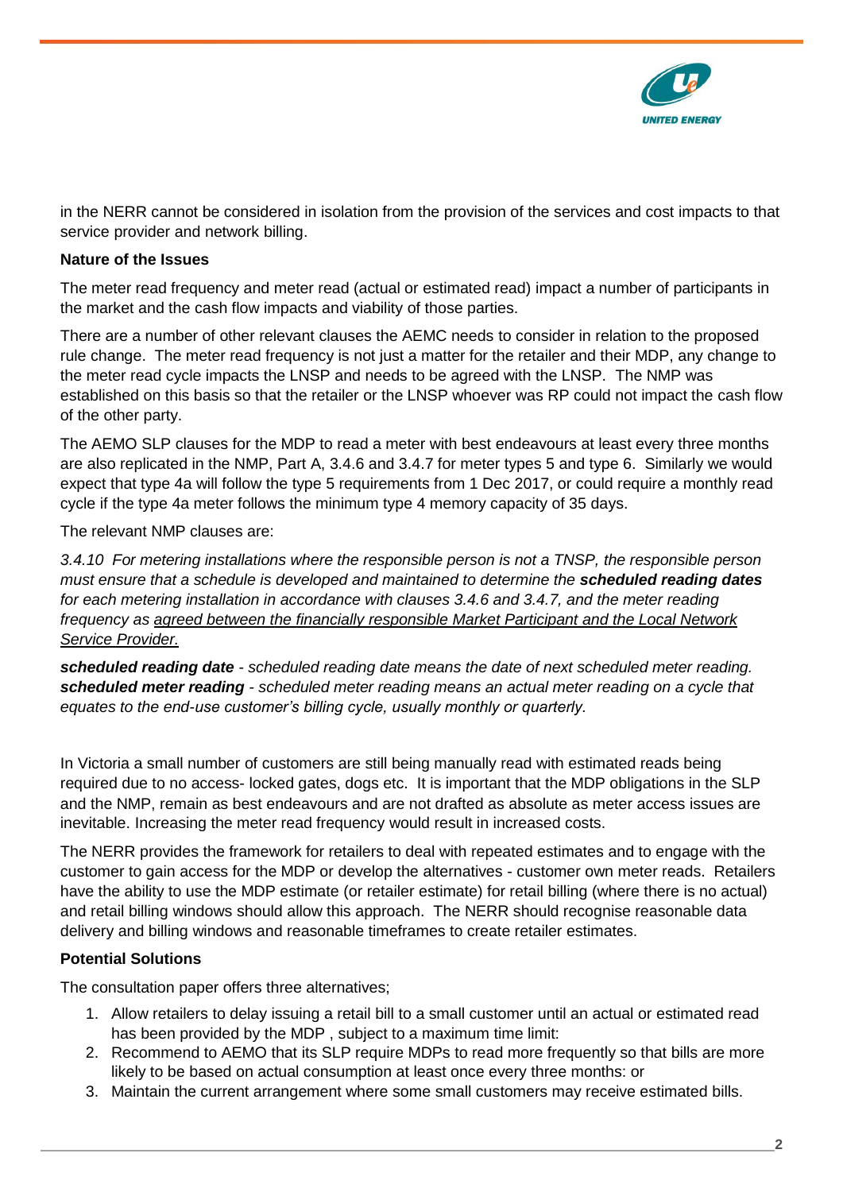in the NERR cannot be considered in isolation from the provision of the services and cost impacts to that service provider and network billing.

**Nature of the Issues**

The meter read frequency and meter read (actual or estimated read) impact a number of participants in the market and the cash flow impacts and viability of those parties.

There are a number of other relevant clauses the AEMC needs to consider in relation to the proposed rule change. The meter read frequency is not just a matter for the retailer and their MDP, any change to the meter read cycle impacts the LNSP and needs to be agreed with the LNSP. The NMP was established on this basis so that the retailer or the LNSP whoever was RP could not impact the cash flow of the other party.

The AEMO SLP clauses for the MDP to read a meter with best endeavours at least every three months are also replicated in the NMP, Part A, 3.4.6 and 3.4.7 for meter types 5 and type 6. Similarly we would expect that type 4a will follow the type 5 requirements from 1 Dec 2017, or could require a monthly read cycle if the type 4a meter follows the minimum type 4 memory capacity of 35 days.

The relevant NMP clauses are:

*3.4.10 For metering installations where the responsible person is not a TNSP, the responsible person must ensure that a schedule is developed and maintained to determine the* ***scheduled reading dates*** *for each metering installation in accordance with clauses 3.4.6 and 3.4.7, and the meter reading frequency as* <u>*agreed between the financially responsible Market Participant and the Local Network Service Provider.*</u>

***scheduled reading date*** *- scheduled reading date means the date of next scheduled meter reading.*
***scheduled meter reading*** *- scheduled meter reading means an actual meter reading on a cycle that equates to the end-use customer's billing cycle, usually monthly or quarterly.*

In Victoria a small number of customers are still being manually read with estimated reads being required due to no access- locked gates, dogs etc. It is important that the MDP obligations in the SLP and the NMP, remain as best endeavours and are not drafted as absolute as meter access issues are inevitable. Increasing the meter read frequency would result in increased costs.

The NERR provides the framework for retailers to deal with repeated estimates and to engage with the customer to gain access for the MDP or develop the alternatives - customer own meter reads. Retailers have the ability to use the MDP estimate (or retailer estimate) for retail billing (where there is no actual) and retail billing windows should allow this approach. The NERR should recognise reasonable data delivery and billing windows and reasonable timeframes to create retailer estimates.

**Potential Solutions**

The consultation paper offers three alternatives;

1. Allow retailers to delay issuing a retail bill to a small customer until an actual or estimated read has been provided by the MDP , subject to a maximum time limit:
2. Recommend to AEMO that its SLP require MDPs to read more frequently so that bills are more likely to be based on actual consumption at least once every three months: or
3. Maintain the current arrangement where some small customers may receive estimated bills.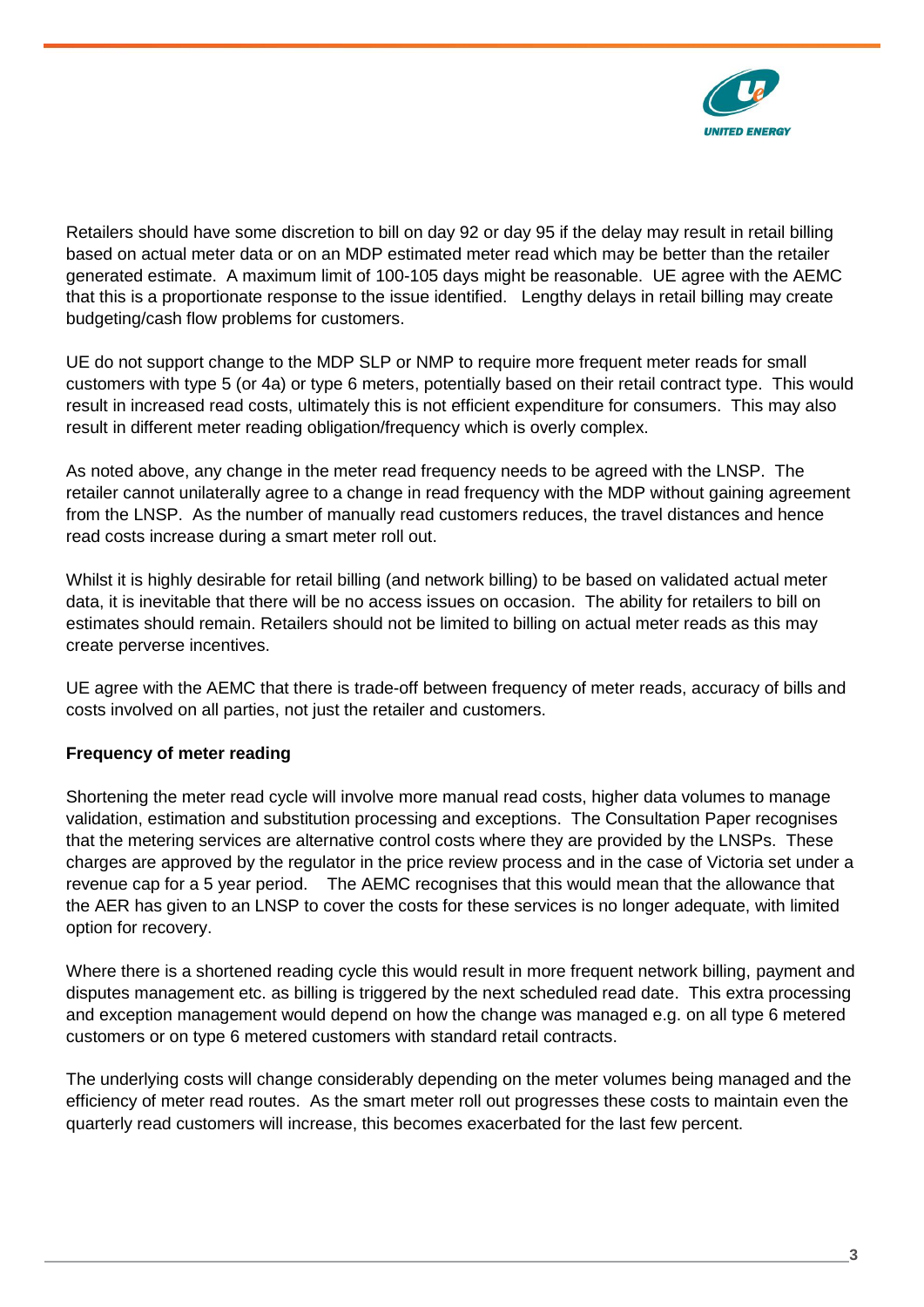Retailers should have some discretion to bill on day 92 or day 95 if the delay may result in retail billing based on actual meter data or on an MDP estimated meter read which may be better than the retailer generated estimate. A maximum limit of 100-105 days might be reasonable. UE agree with the AEMC that this is a proportionate response to the issue identified. Lengthy delays in retail billing may create budgeting/cash flow problems for customers.

UE do not support change to the MDP SLP or NMP to require more frequent meter reads for small customers with type 5 (or 4a) or type 6 meters, potentially based on their retail contract type. This would result in increased read costs, ultimately this is not efficient expenditure for consumers. This may also result in different meter reading obligation/frequency which is overly complex.

As noted above, any change in the meter read frequency needs to be agreed with the LNSP. The retailer cannot unilaterally agree to a change in read frequency with the MDP without gaining agreement from the LNSP. As the number of manually read customers reduces, the travel distances and hence read costs increase during a smart meter roll out.

Whilst it is highly desirable for retail billing (and network billing) to be based on validated actual meter data, it is inevitable that there will be no access issues on occasion. The ability for retailers to bill on estimates should remain. Retailers should not be limited to billing on actual meter reads as this may create perverse incentives.

UE agree with the AEMC that there is trade-off between frequency of meter reads, accuracy of bills and costs involved on all parties, not just the retailer and customers.

**Frequency of meter reading**

Shortening the meter read cycle will involve more manual read costs, higher data volumes to manage validation, estimation and substitution processing and exceptions. The Consultation Paper recognises that the metering services are alternative control costs where they are provided by the LNSPs. These charges are approved by the regulator in the price review process and in the case of Victoria set under a revenue cap for a 5 year period. The AEMC recognises that this would mean that the allowance that the AER has given to an LNSP to cover the costs for these services is no longer adequate, with limited option for recovery.

Where there is a shortened reading cycle this would result in more frequent network billing, payment and disputes management etc. as billing is triggered by the next scheduled read date. This extra processing and exception management would depend on how the change was managed e.g. on all type 6 metered customers or on type 6 metered customers with standard retail contracts.

The underlying costs will change considerably depending on the meter volumes being managed and the efficiency of meter read routes. As the smart meter roll out progresses these costs to maintain even the quarterly read customers will increase, this becomes exacerbated for the last few percent.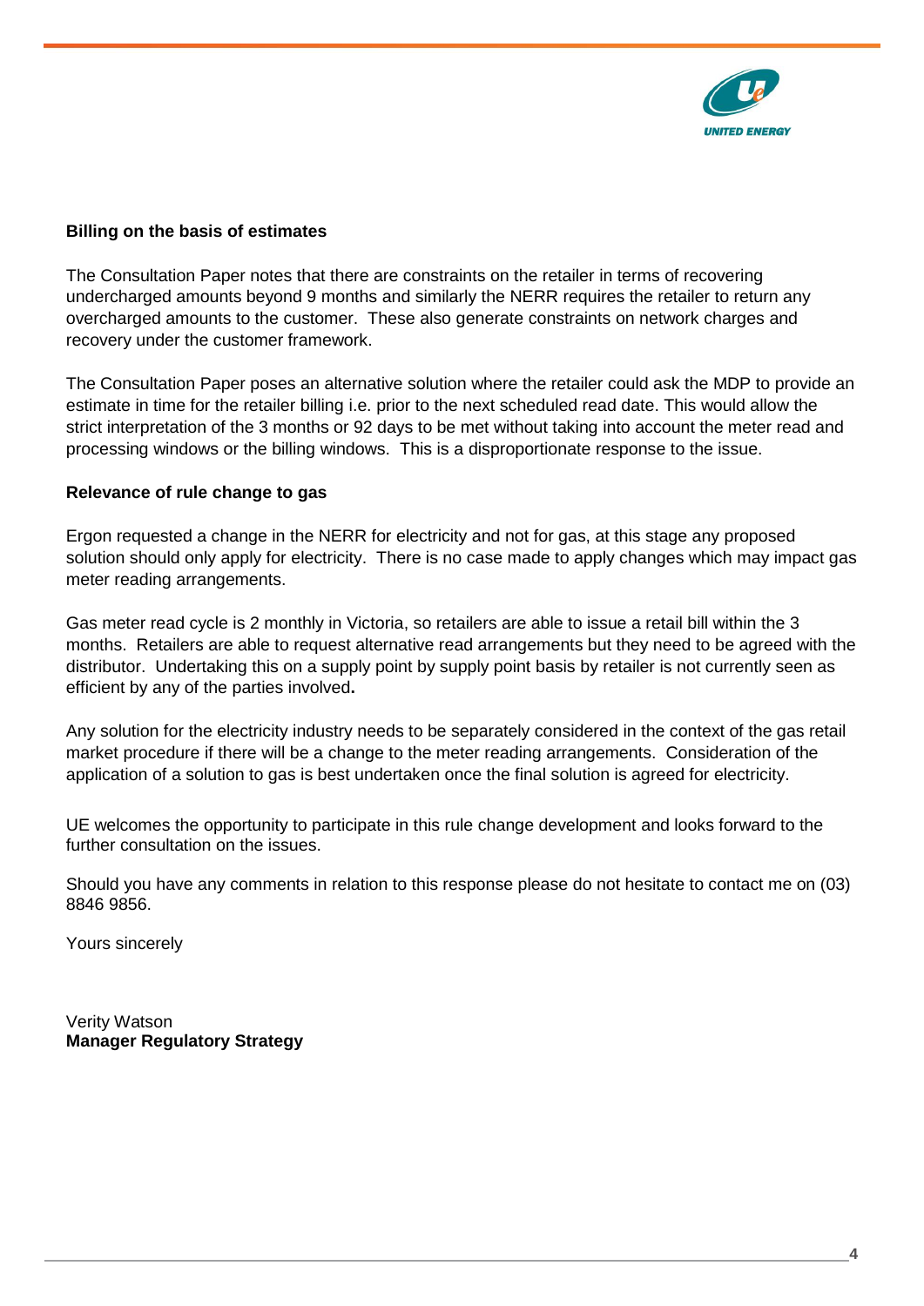**Billing on the basis of estimates**

The Consultation Paper notes that there are constraints on the retailer in terms of recovering undercharged amounts beyond 9 months and similarly the NERR requires the retailer to return any overcharged amounts to the customer. These also generate constraints on network charges and recovery under the customer framework.

The Consultation Paper poses an alternative solution where the retailer could ask the MDP to provide an estimate in time for the retailer billing i.e. prior to the next scheduled read date. This would allow the strict interpretation of the 3 months or 92 days to be met without taking into account the meter read and processing windows or the billing windows. This is a disproportionate response to the issue.

**Relevance of rule change to gas**

Ergon requested a change in the NERR for electricity and not for gas, at this stage any proposed solution should only apply for electricity. There is no case made to apply changes which may impact gas meter reading arrangements.

Gas meter read cycle is 2 monthly in Victoria, so retailers are able to issue a retail bill within the 3 months. Retailers are able to request alternative read arrangements but they need to be agreed with the distributor. Undertaking this on a supply point by supply point basis by retailer is not currently seen as efficient by any of the parties involved**.**

Any solution for the electricity industry needs to be separately considered in the context of the gas retail market procedure if there will be a change to the meter reading arrangements. Consideration of the application of a solution to gas is best undertaken once the final solution is agreed for electricity.

UE welcomes the opportunity to participate in this rule change development and looks forward to the further consultation on the issues.

Should you have any comments in relation to this response please do not hesitate to contact me on (03) 8846 9856.

Yours sincerely

Verity Watson
**Manager Regulatory Strategy**